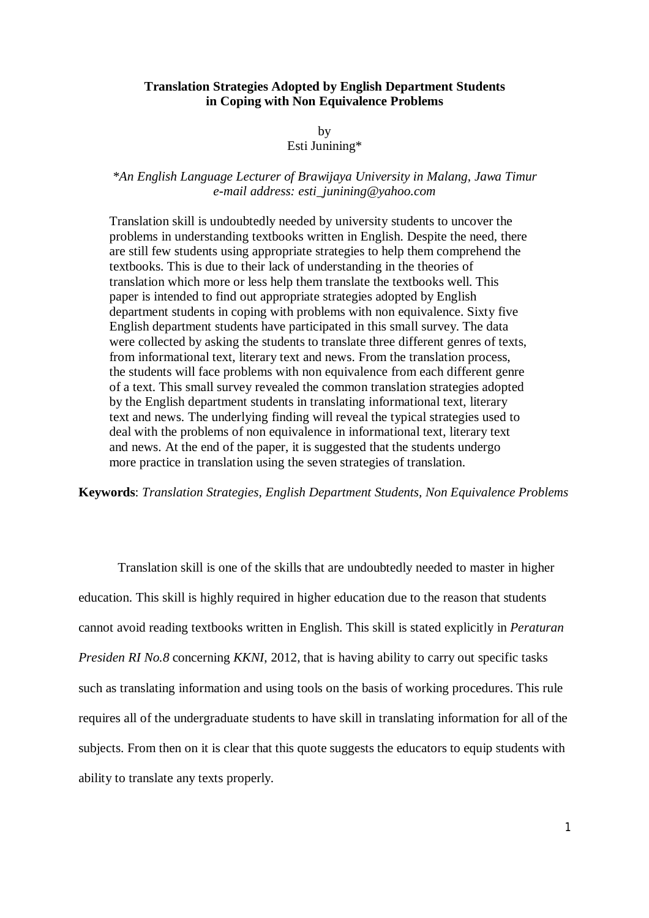# Translation Strategies Adopted by English Department Students in Coping with Non Equivalence Problems

by
Esti Junining*

*\*An English Language Lecturer of Brawijaya University in Malang, Jawa Timur*
*e-mail address: esti_junining@yahoo.com*

Translation skill is undoubtedly needed by university students to uncover the problems in understanding textbooks written in English. Despite the need, there are still few students using appropriate strategies to help them comprehend the textbooks. This is due to their lack of understanding in the theories of translation which more or less help them translate the textbooks well. This paper is intended to find out appropriate strategies adopted by English department students in coping with problems with non equivalence. Sixty five English department students have participated in this small survey. The data were collected by asking the students to translate three different genres of texts, from informational text, literary text and news. From the translation process, the students will face problems with non equivalence from each different genre of a text. This small survey revealed the common translation strategies adopted by the English department students in translating informational text, literary text and news. The underlying finding will reveal the typical strategies used to deal with the problems of non equivalence in informational text, literary text and news. At the end of the paper, it is suggested that the students undergo more practice in translation using the seven strategies of translation.

**Keywords**: *Translation Strategies, English Department Students, Non Equivalence Problems*

Translation skill is one of the skills that are undoubtedly needed to master in higher education. This skill is highly required in higher education due to the reason that students cannot avoid reading textbooks written in English. This skill is stated explicitly in *Peraturan Presiden RI No.8* concerning *KKNI*, 2012, that is having ability to carry out specific tasks such as translating information and using tools on the basis of working procedures. This rule requires all of the undergraduate students to have skill in translating information for all of the subjects. From then on it is clear that this quote suggests the educators to equip students with ability to translate any texts properly.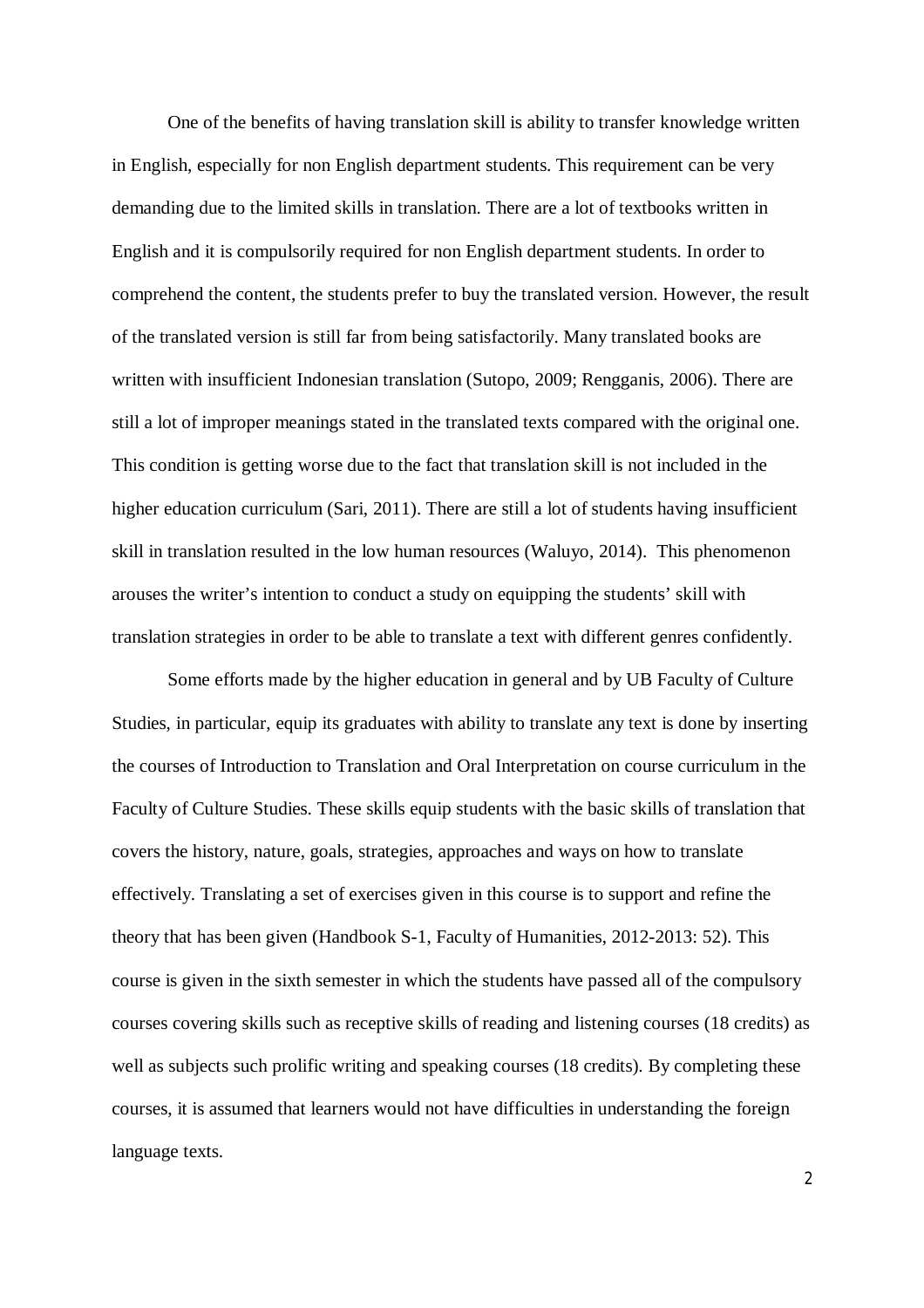One of the benefits of having translation skill is ability to transfer knowledge written in English, especially for non English department students. This requirement can be very demanding due to the limited skills in translation. There are a lot of textbooks written in English and it is compulsorily required for non English department students. In order to comprehend the content, the students prefer to buy the translated version. However, the result of the translated version is still far from being satisfactorily. Many translated books are written with insufficient Indonesian translation (Sutopo, 2009; Rengganis, 2006). There are still a lot of improper meanings stated in the translated texts compared with the original one. This condition is getting worse due to the fact that translation skill is not included in the higher education curriculum (Sari, 2011). There are still a lot of students having insufficient skill in translation resulted in the low human resources (Waluyo, 2014). This phenomenon arouses the writer's intention to conduct a study on equipping the students' skill with translation strategies in order to be able to translate a text with different genres confidently.

Some efforts made by the higher education in general and by UB Faculty of Culture Studies, in particular, equip its graduates with ability to translate any text is done by inserting the courses of Introduction to Translation and Oral Interpretation on course curriculum in the Faculty of Culture Studies. These skills equip students with the basic skills of translation that covers the history, nature, goals, strategies, approaches and ways on how to translate effectively. Translating a set of exercises given in this course is to support and refine the theory that has been given (Handbook S-1, Faculty of Humanities, 2012-2013: 52). This course is given in the sixth semester in which the students have passed all of the compulsory courses covering skills such as receptive skills of reading and listening courses (18 credits) as well as subjects such prolific writing and speaking courses (18 credits). By completing these courses, it is assumed that learners would not have difficulties in understanding the foreign language texts.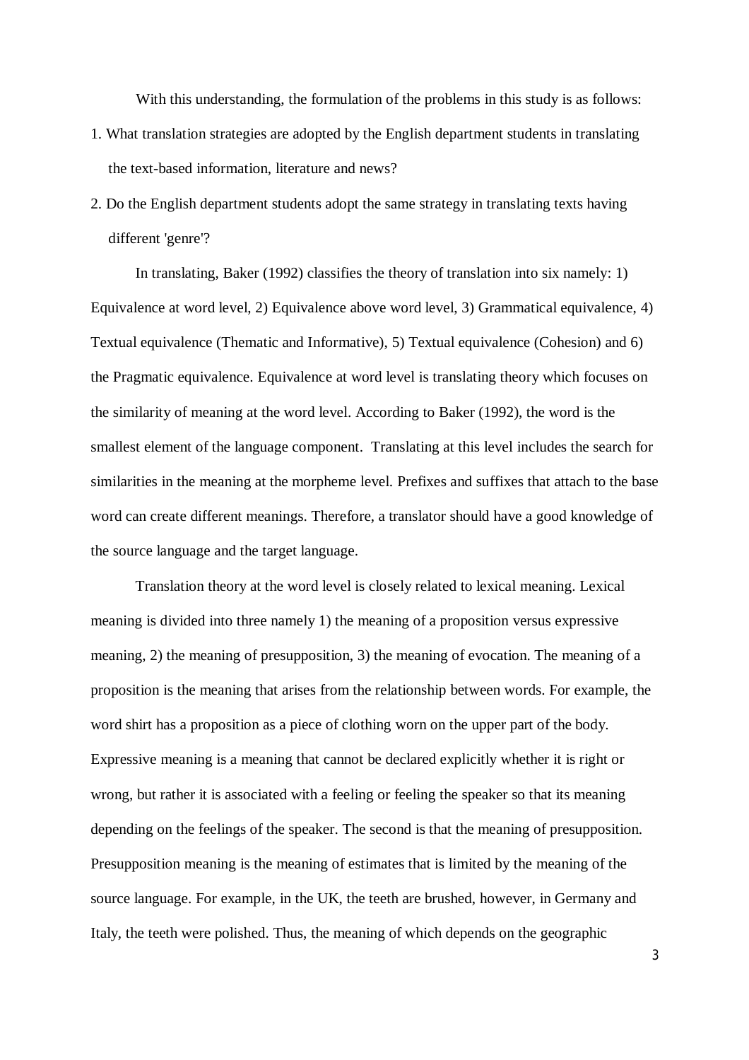With this understanding, the formulation of the problems in this study is as follows:

1. What translation strategies are adopted by the English department students in translating the text-based information, literature and news?
2. Do the English department students adopt the same strategy in translating texts having different 'genre'?

In translating, Baker (1992) classifies the theory of translation into six namely: 1) Equivalence at word level, 2) Equivalence above word level, 3) Grammatical equivalence, 4) Textual equivalence (Thematic and Informative), 5) Textual equivalence (Cohesion) and 6) the Pragmatic equivalence. Equivalence at word level is translating theory which focuses on the similarity of meaning at the word level. According to Baker (1992), the word is the smallest element of the language component. Translating at this level includes the search for similarities in the meaning at the morpheme level. Prefixes and suffixes that attach to the base word can create different meanings. Therefore, a translator should have a good knowledge of the source language and the target language.

Translation theory at the word level is closely related to lexical meaning. Lexical meaning is divided into three namely 1) the meaning of a proposition versus expressive meaning, 2) the meaning of presupposition, 3) the meaning of evocation. The meaning of a proposition is the meaning that arises from the relationship between words. For example, the word shirt has a proposition as a piece of clothing worn on the upper part of the body. Expressive meaning is a meaning that cannot be declared explicitly whether it is right or wrong, but rather it is associated with a feeling or feeling the speaker so that its meaning depending on the feelings of the speaker. The second is that the meaning of presupposition. Presupposition meaning is the meaning of estimates that is limited by the meaning of the source language. For example, in the UK, the teeth are brushed, however, in Germany and Italy, the teeth were polished. Thus, the meaning of which depends on the geographic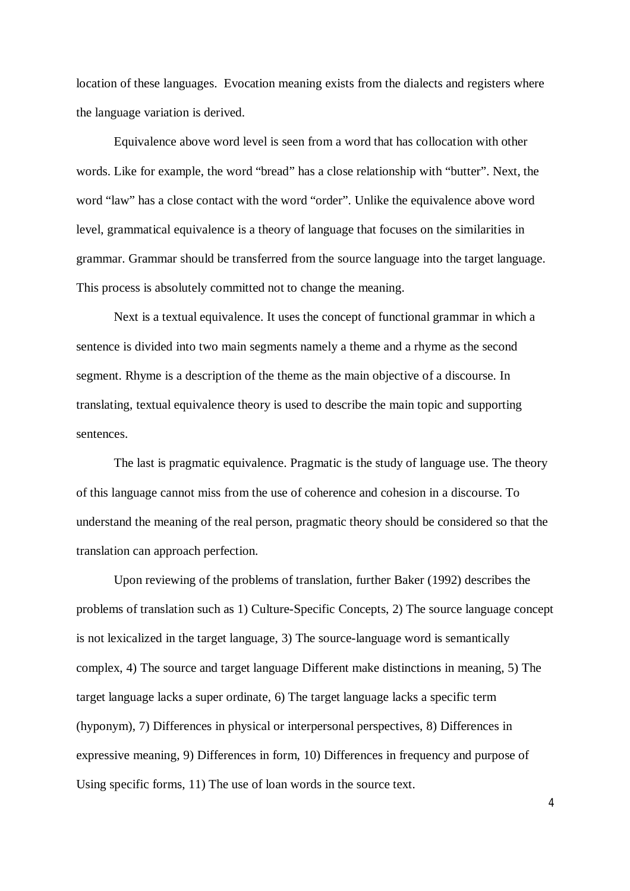location of these languages. Evocation meaning exists from the dialects and registers where the language variation is derived.

Equivalence above word level is seen from a word that has collocation with other words. Like for example, the word “bread” has a close relationship with “butter”. Next, the word “law” has a close contact with the word “order”. Unlike the equivalence above word level, grammatical equivalence is a theory of language that focuses on the similarities in grammar. Grammar should be transferred from the source language into the target language. This process is absolutely committed not to change the meaning.

Next is a textual equivalence. It uses the concept of functional grammar in which a sentence is divided into two main segments namely a theme and a rhyme as the second segment. Rhyme is a description of the theme as the main objective of a discourse. In translating, textual equivalence theory is used to describe the main topic and supporting sentences.

The last is pragmatic equivalence. Pragmatic is the study of language use. The theory of this language cannot miss from the use of coherence and cohesion in a discourse. To understand the meaning of the real person, pragmatic theory should be considered so that the translation can approach perfection.

Upon reviewing of the problems of translation, further Baker (1992) describes the problems of translation such as 1) Culture-Specific Concepts, 2) The source language concept is not lexicalized in the target language, 3) The source-language word is semantically complex, 4) The source and target language Different make distinctions in meaning, 5) The target language lacks a super ordinate, 6) The target language lacks a specific term (hyponym), 7) Differences in physical or interpersonal perspectives, 8) Differences in expressive meaning, 9) Differences in form, 10) Differences in frequency and purpose of Using specific forms, 11) The use of loan words in the source text.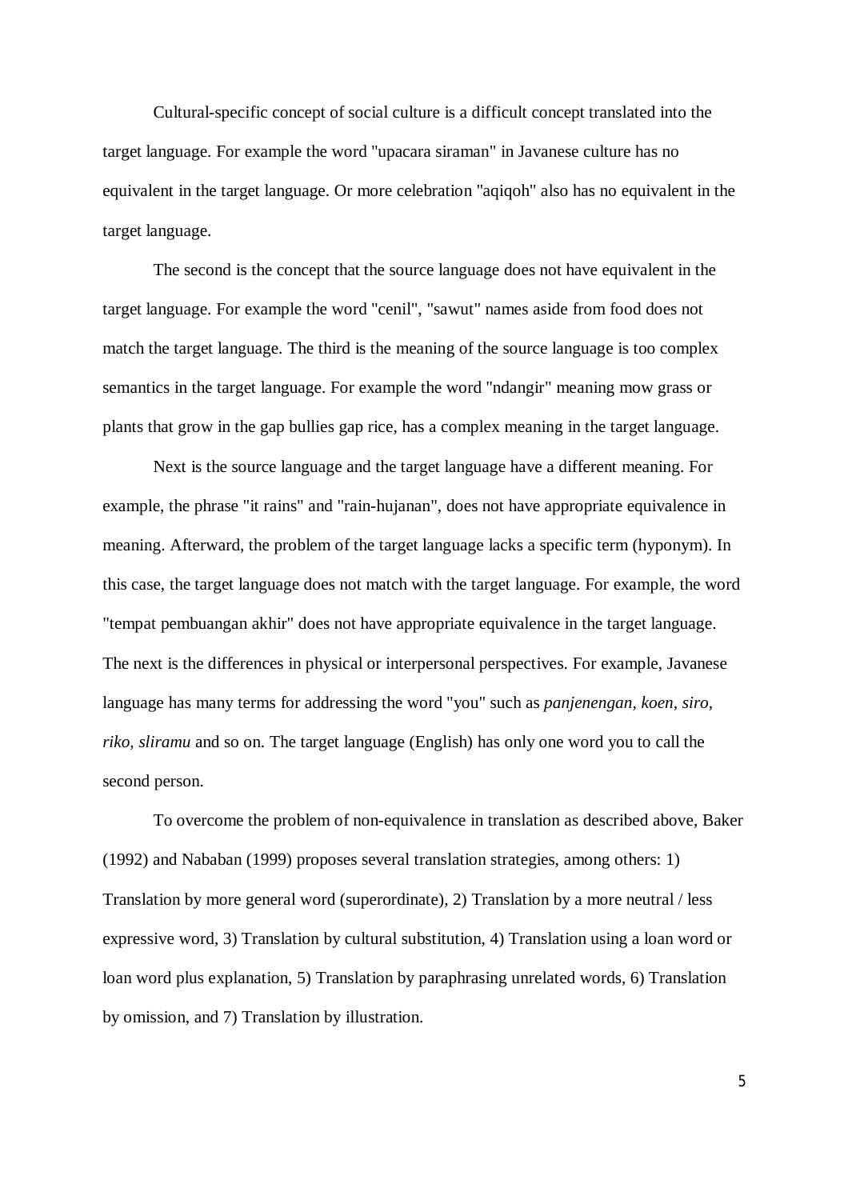Cultural-specific concept of social culture is a difficult concept translated into the target language. For example the word "upacara siraman" in Javanese culture has no equivalent in the target language. Or more celebration "aqiqoh" also has no equivalent in the target language.

The second is the concept that the source language does not have equivalent in the target language. For example the word "cenil", "sawut" names aside from food does not match the target language. The third is the meaning of the source language is too complex semantics in the target language. For example the word "ndangir" meaning mow grass or plants that grow in the gap bullies gap rice, has a complex meaning in the target language.

Next is the source language and the target language have a different meaning. For example, the phrase "it rains" and "rain-hujanan", does not have appropriate equivalence in meaning. Afterward, the problem of the target language lacks a specific term (hyponym). In this case, the target language does not match with the target language. For example, the word "tempat pembuangan akhir" does not have appropriate equivalence in the target language. The next is the differences in physical or interpersonal perspectives. For example, Javanese language has many terms for addressing the word "you" such as *panjenengan, koen, siro, riko, sliramu* and so on. The target language (English) has only one word you to call the second person.

To overcome the problem of non-equivalence in translation as described above, Baker (1992) and Nababan (1999) proposes several translation strategies, among others: 1) Translation by more general word (superordinate), 2) Translation by a more neutral / less expressive word, 3) Translation by cultural substitution, 4) Translation using a loan word or loan word plus explanation, 5) Translation by paraphrasing unrelated words, 6) Translation by omission, and 7) Translation by illustration.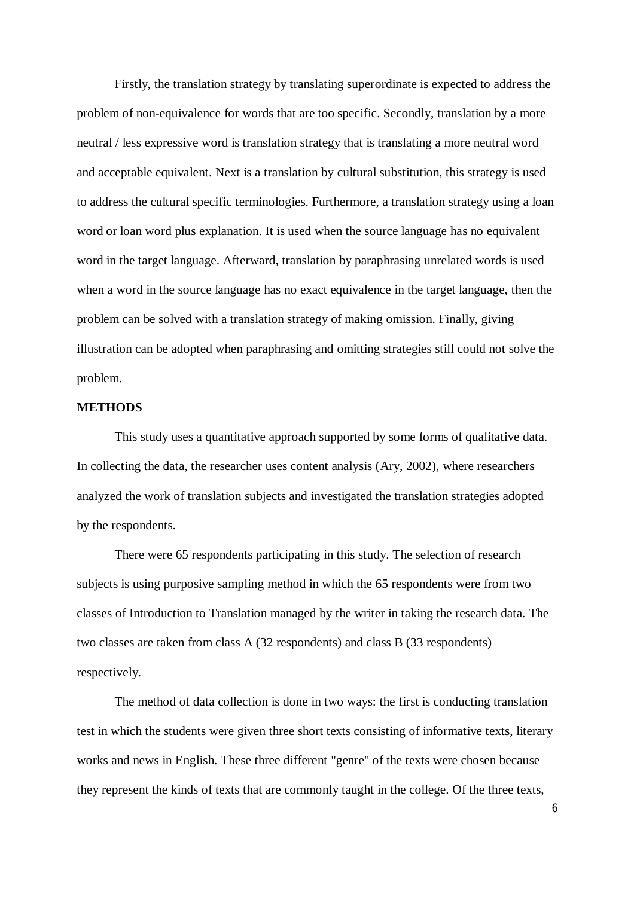Firstly, the translation strategy by translating superordinate is expected to address the problem of non-equivalence for words that are too specific. Secondly, translation by a more neutral / less expressive word is translation strategy that is translating a more neutral word and acceptable equivalent. Next is a translation by cultural substitution, this strategy is used to address the cultural specific terminologies. Furthermore, a translation strategy using a loan word or loan word plus explanation. It is used when the source language has no equivalent word in the target language. Afterward, translation by paraphrasing unrelated words is used when a word in the source language has no exact equivalence in the target language, then the problem can be solved with a translation strategy of making omission. Finally, giving illustration can be adopted when paraphrasing and omitting strategies still could not solve the problem.

**METHODS**

This study uses a quantitative approach supported by some forms of qualitative data. In collecting the data, the researcher uses content analysis (Ary, 2002), where researchers analyzed the work of translation subjects and investigated the translation strategies adopted by the respondents.

There were 65 respondents participating in this study. The selection of research subjects is using purposive sampling method in which the 65 respondents were from two classes of Introduction to Translation managed by the writer in taking the research data. The two classes are taken from class A (32 respondents) and class B (33 respondents) respectively.

The method of data collection is done in two ways: the first is conducting translation test in which the students were given three short texts consisting of informative texts, literary works and news in English. These three different "genre" of the texts were chosen because they represent the kinds of texts that are commonly taught in the college. Of the three texts,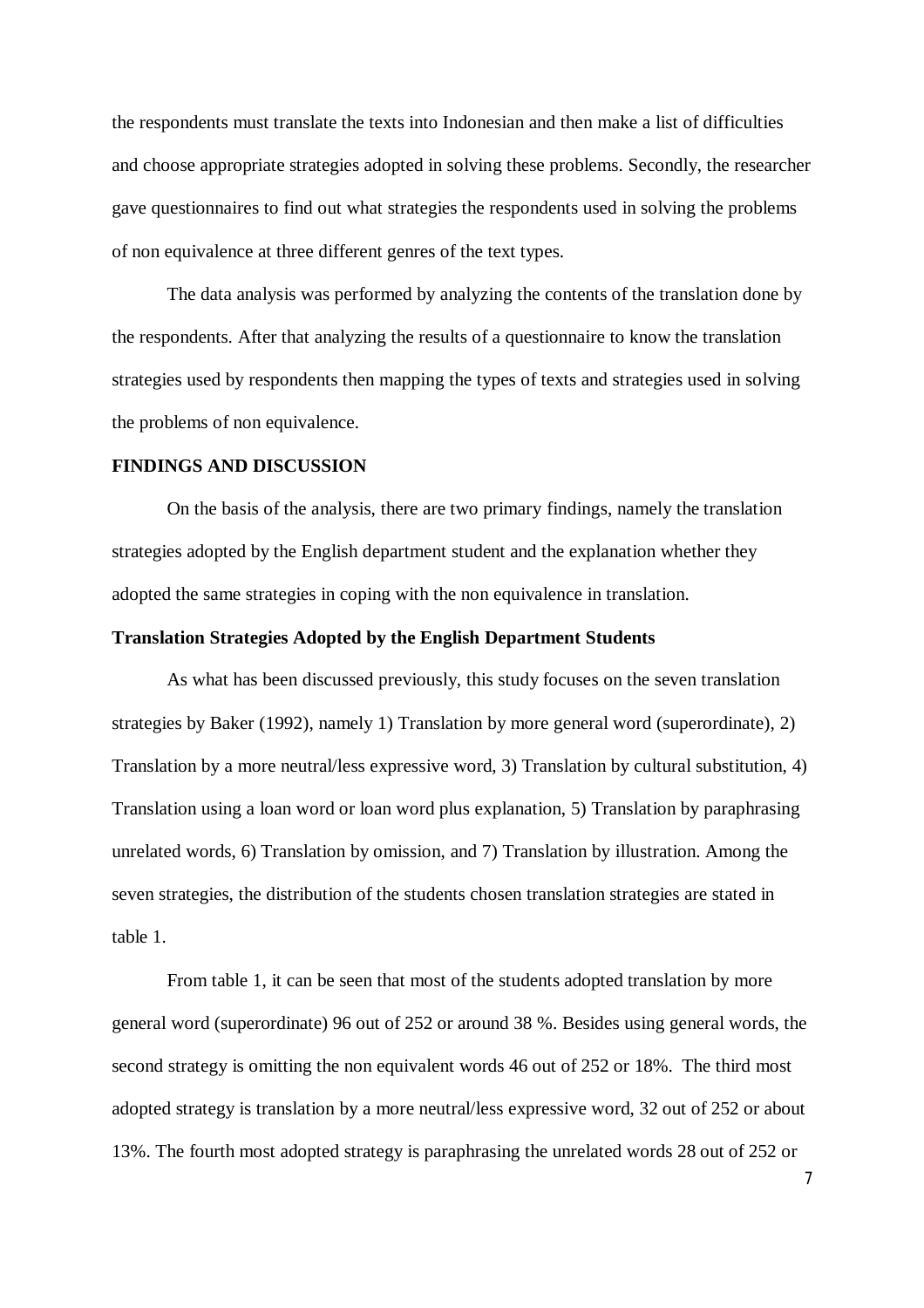the respondents must translate the texts into Indonesian and then make a list of difficulties and choose appropriate strategies adopted in solving these problems. Secondly, the researcher gave questionnaires to find out what strategies the respondents used in solving the problems of non equivalence at three different genres of the text types.

The data analysis was performed by analyzing the contents of the translation done by the respondents. After that analyzing the results of a questionnaire to know the translation strategies used by respondents then mapping the types of texts and strategies used in solving the problems of non equivalence.

## FINDINGS AND DISCUSSION

On the basis of the analysis, there are two primary findings, namely the translation strategies adopted by the English department student and the explanation whether they adopted the same strategies in coping with the non equivalence in translation.

### Translation Strategies Adopted by the English Department Students

As what has been discussed previously, this study focuses on the seven translation strategies by Baker (1992), namely 1) Translation by more general word (superordinate), 2) Translation by a more neutral/less expressive word, 3) Translation by cultural substitution, 4) Translation using a loan word or loan word plus explanation, 5) Translation by paraphrasing unrelated words, 6) Translation by omission, and 7) Translation by illustration. Among the seven strategies, the distribution of the students chosen translation strategies are stated in table 1.

From table 1, it can be seen that most of the students adopted translation by more general word (superordinate) 96 out of 252 or around 38 %. Besides using general words, the second strategy is omitting the non equivalent words 46 out of 252 or 18%. The third most adopted strategy is translation by a more neutral/less expressive word, 32 out of 252 or about 13%. The fourth most adopted strategy is paraphrasing the unrelated words 28 out of 252 or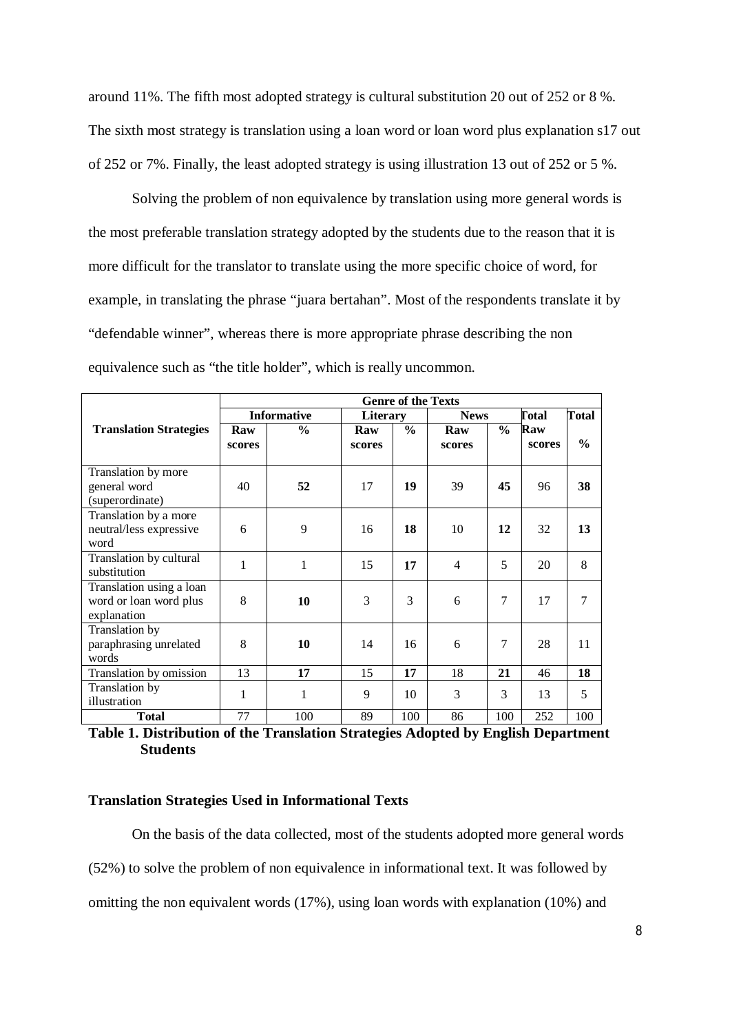around 11%. The fifth most adopted strategy is cultural substitution 20 out of 252 or 8 %. The sixth most strategy is translation using a loan word or loan word plus explanation s17 out of 252 or 7%. Finally, the least adopted strategy is using illustration 13 out of 252 or 5 %.

Solving the problem of non equivalence by translation using more general words is the most preferable translation strategy adopted by the students due to the reason that it is more difficult for the translator to translate using the more specific choice of word, for example, in translating the phrase "juara bertahan". Most of the respondents translate it by "defendable winner", whereas there is more appropriate phrase describing the non equivalence such as "the title holder", which is really uncommon.

| **Translation Strategies** | **Genre of the Texts** | | | | | | | |
|---|---|---|---|---|---|---|---|---|
| | **Informative** | | **Literary** | | **News** | | **Total** | **Total** |
| | **Raw scores** | **%** | **Raw scores** | **%** | **Raw scores** | **%** | **Raw scores** | **%** |
| Translation by more general word (superordinate) | 40 | **52** | 17 | **19** | 39 | **45** | 96 | **38** |
| Translation by a more neutral/less expressive word | 6 | 9 | 16 | **18** | 10 | **12** | 32 | **13** |
| Translation by cultural substitution | 1 | 1 | 15 | **17** | 4 | 5 | 20 | 8 |
| Translation using a loan word or loan word plus explanation | 8 | **10** | 3 | 3 | 6 | 7 | 17 | 7 |
| Translation by paraphrasing unrelated words | 8 | **10** | 14 | 16 | 6 | 7 | 28 | 11 |
| Translation by omission | 13 | **17** | 15 | **17** | 18 | **21** | 46 | **18** |
| Translation by illustration | 1 | 1 | 9 | 10 | 3 | 3 | 13 | 5 |
| **Total** | 77 | 100 | 89 | 100 | 86 | 100 | 252 | 100 |

**Table 1. Distribution of the Translation Strategies Adopted by English Department Students**

### Translation Strategies Used in Informational Texts

On the basis of the data collected, most of the students adopted more general words (52%) to solve the problem of non equivalence in informational text. It was followed by omitting the non equivalent words (17%), using loan words with explanation (10%) and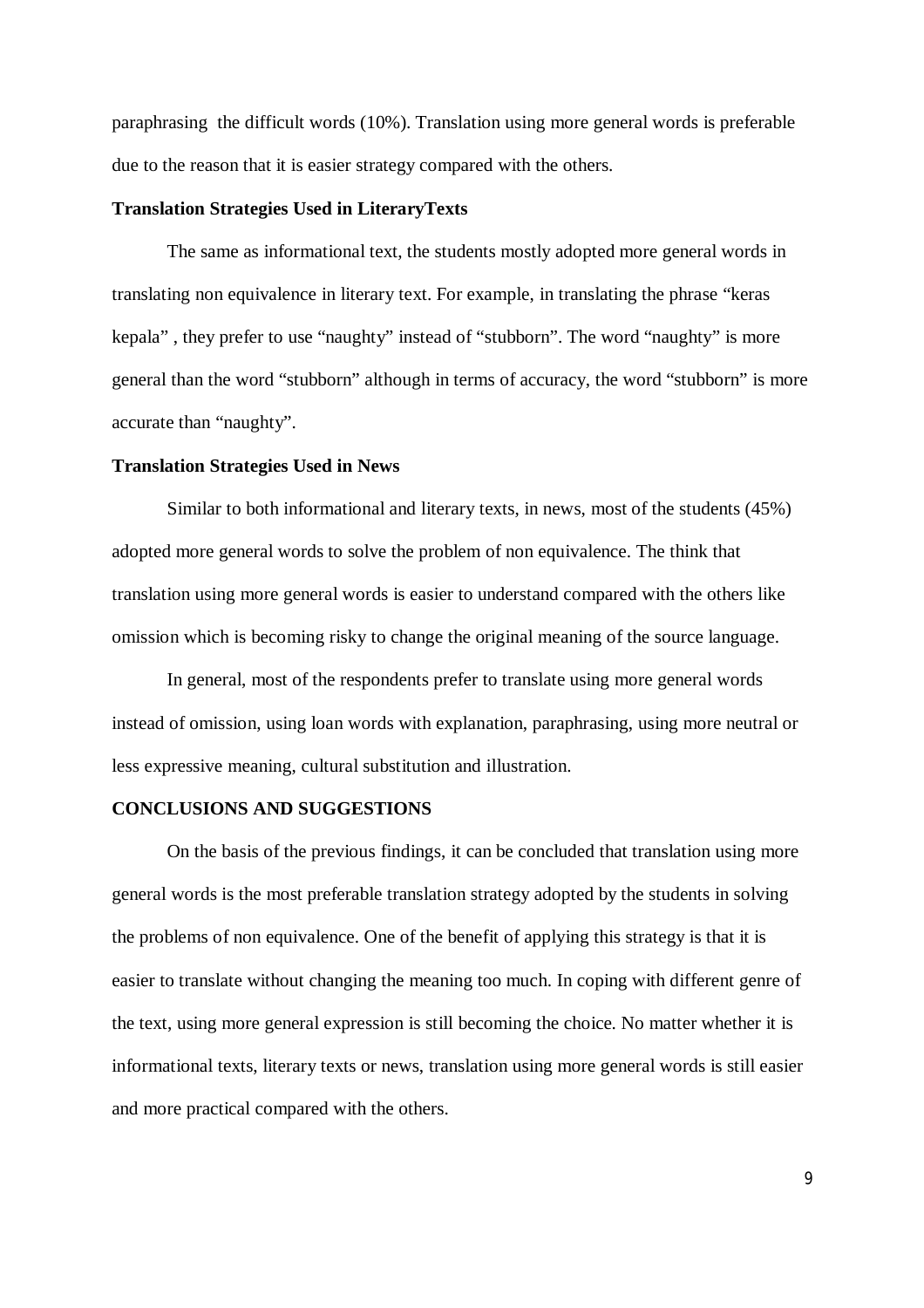paraphrasing  the difficult words (10%). Translation using more general words is preferable due to the reason that it is easier strategy compared with the others.

### Translation Strategies Used in LiteraryTexts

The same as informational text, the students mostly adopted more general words in translating non equivalence in literary text. For example, in translating the phrase "keras kepala" , they prefer to use "naughty" instead of "stubborn". The word "naughty" is more general than the word "stubborn" although in terms of accuracy, the word "stubborn" is more accurate than "naughty".

### Translation Strategies Used in News

Similar to both informational and literary texts, in news, most of the students (45%) adopted more general words to solve the problem of non equivalence. The think that translation using more general words is easier to understand compared with the others like omission which is becoming risky to change the original meaning of the source language.

In general, most of the respondents prefer to translate using more general words instead of omission, using loan words with explanation, paraphrasing, using more neutral or less expressive meaning, cultural substitution and illustration.

## CONCLUSIONS AND SUGGESTIONS

On the basis of the previous findings, it can be concluded that translation using more general words is the most preferable translation strategy adopted by the students in solving the problems of non equivalence. One of the benefit of applying this strategy is that it is easier to translate without changing the meaning too much. In coping with different genre of the text, using more general expression is still becoming the choice. No matter whether it is informational texts, literary texts or news, translation using more general words is still easier and more practical compared with the others.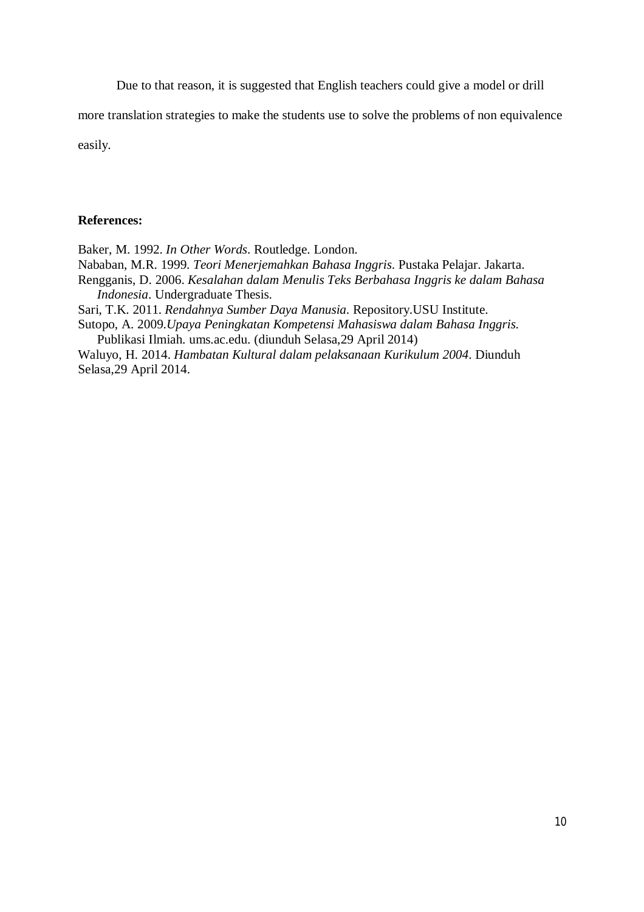Due to that reason, it is suggested that English teachers could give a model or drill more translation strategies to make the students use to solve the problems of non equivalence easily.

**References:**

Baker, M. 1992. *In Other Words*. Routledge. London.

Nababan, M.R. 1999. *Teori Menerjemahkan Bahasa Inggris*. Pustaka Pelajar. Jakarta.

Rengganis, D. 2006. *Kesalahan dalam Menulis Teks Berbahasa Inggris ke dalam Bahasa Indonesia*. Undergraduate Thesis.

Sari, T.K. 2011. *Rendahnya Sumber Daya Manusia*. Repository.USU Institute.

Sutopo, A. 2009.*Upaya Peningkatan Kompetensi Mahasiswa dalam Bahasa Inggris.* Publikasi Ilmiah. ums.ac.edu. (diunduh Selasa,29 April 2014)

Waluyo, H. 2014. *Hambatan Kultural dalam pelaksanaan Kurikulum 2004*. Diunduh Selasa,29 April 2014.